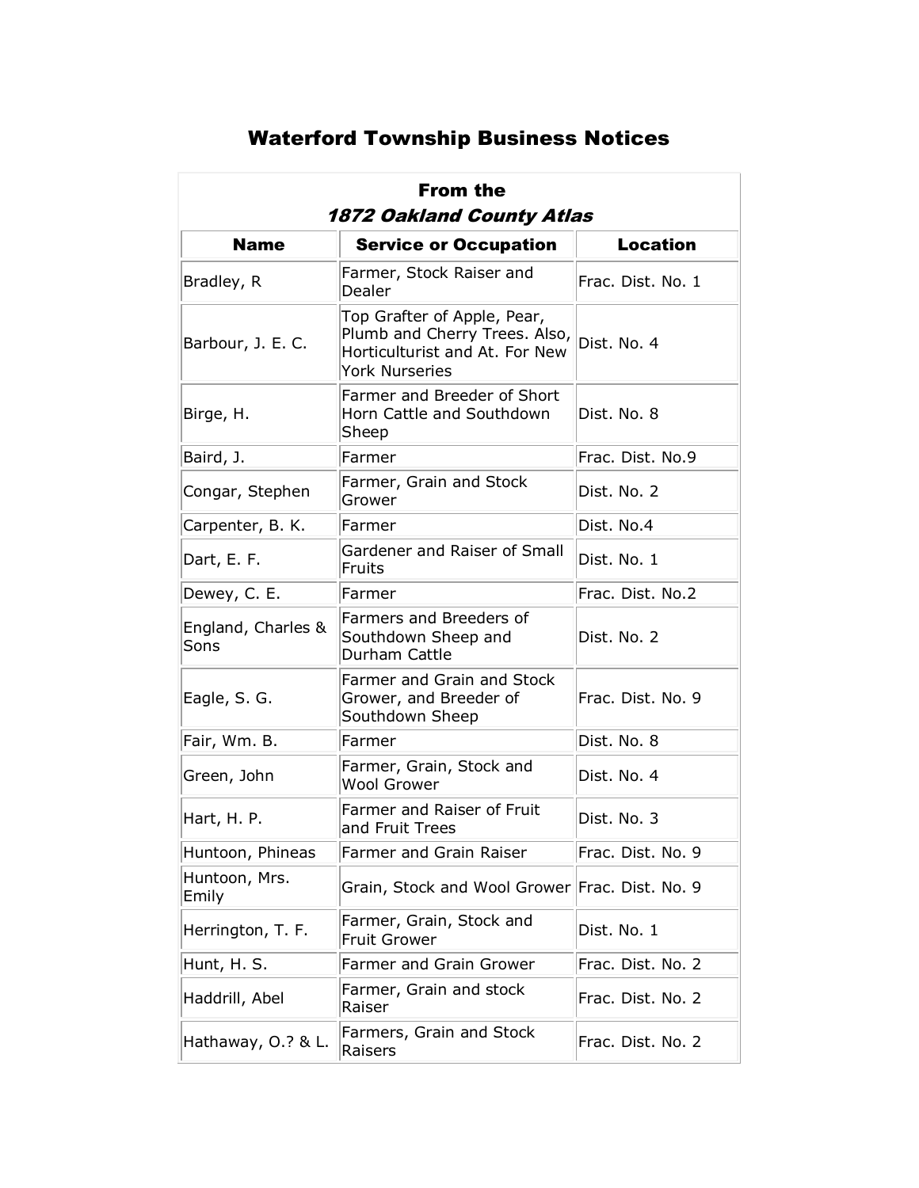# Waterford Township Business Notices

| From the *1872 Oakland County Atlas* | | |
|---|---|---|
| **Name** | **Service or Occupation** | **Location** |
| Bradley, R | Farmer, Stock Raiser and Dealer | Frac. Dist. No. 1 |
| Barbour, J. E. C. | Top Grafter of Apple, Pear, Plumb and Cherry Trees. Also, Horticulturist and At. For New York Nurseries | Dist. No. 4 |
| Birge, H. | Farmer and Breeder of Short Horn Cattle and Southdown Sheep | Dist. No. 8 |
| Baird, J. | Farmer | Frac. Dist. No.9 |
| Congar, Stephen | Farmer, Grain and Stock Grower | Dist. No. 2 |
| Carpenter, B. K. | Farmer | Dist. No.4 |
| Dart, E. F. | Gardener and Raiser of Small Fruits | Dist. No. 1 |
| Dewey, C. E. | Farmer | Frac. Dist. No.2 |
| England, Charles & Sons | Farmers and Breeders of Southdown Sheep and Durham Cattle | Dist. No. 2 |
| Eagle, S. G. | Farmer and Grain and Stock Grower, and Breeder of Southdown Sheep | Frac. Dist. No. 9 |
| Fair, Wm. B. | Farmer | Dist. No. 8 |
| Green, John | Farmer, Grain, Stock and Wool Grower | Dist. No. 4 |
| Hart, H. P. | Farmer and Raiser of Fruit and Fruit Trees | Dist. No. 3 |
| Huntoon, Phineas | Farmer and Grain Raiser | Frac. Dist. No. 9 |
| Huntoon, Mrs. Emily | Grain, Stock and Wool Grower | Frac. Dist. No. 9 |
| Herrington, T. F. | Farmer, Grain, Stock and Fruit Grower | Dist. No. 1 |
| Hunt, H. S. | Farmer and Grain Grower | Frac. Dist. No. 2 |
| Haddrill, Abel | Farmer, Grain and stock Raiser | Frac. Dist. No. 2 |
| Hathaway, O.? & L. | Farmers, Grain and Stock Raisers | Frac. Dist. No. 2 |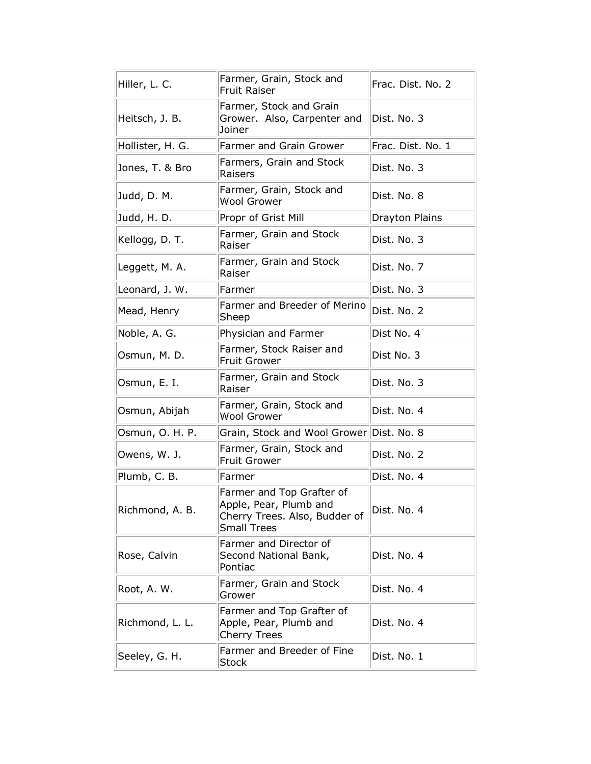| | | |
|---|---|---|
| Hiller, L. C. | Farmer, Grain, Stock and Fruit Raiser | Frac. Dist. No. 2 |
| Heitsch, J. B. | Farmer, Stock and Grain Grower. Also, Carpenter and Joiner | Dist. No. 3 |
| Hollister, H. G. | Farmer and Grain Grower | Frac. Dist. No. 1 |
| Jones, T. & Bro | Farmers, Grain and Stock Raisers | Dist. No. 3 |
| Judd, D. M. | Farmer, Grain, Stock and Wool Grower | Dist. No. 8 |
| Judd, H. D. | Propr of Grist Mill | Drayton Plains |
| Kellogg, D. T. | Farmer, Grain and Stock Raiser | Dist. No. 3 |
| Leggett, M. A. | Farmer, Grain and Stock Raiser | Dist. No. 7 |
| Leonard, J. W. | Farmer | Dist. No. 3 |
| Mead, Henry | Farmer and Breeder of Merino Sheep | Dist. No. 2 |
| Noble, A. G. | Physician and Farmer | Dist No. 4 |
| Osmun, M. D. | Farmer, Stock Raiser and Fruit Grower | Dist No. 3 |
| Osmun, E. I. | Farmer, Grain and Stock Raiser | Dist. No. 3 |
| Osmun, Abijah | Farmer, Grain, Stock and Wool Grower | Dist. No. 4 |
| Osmun, O. H. P. | Grain, Stock and Wool Grower | Dist. No. 8 |
| Owens, W. J. | Farmer, Grain, Stock and Fruit Grower | Dist. No. 2 |
| Plumb, C. B. | Farmer | Dist. No. 4 |
| Richmond, A. B. | Farmer and Top Grafter of Apple, Pear, Plumb and Cherry Trees. Also, Budder of Small Trees | Dist. No. 4 |
| Rose, Calvin | Farmer and Director of Second National Bank, Pontiac | Dist. No. 4 |
| Root, A. W. | Farmer, Grain and Stock Grower | Dist. No. 4 |
| Richmond, L. L. | Farmer and Top Grafter of Apple, Pear, Plumb and Cherry Trees | Dist. No. 4 |
| Seeley, G. H. | Farmer and Breeder of Fine Stock | Dist. No. 1 |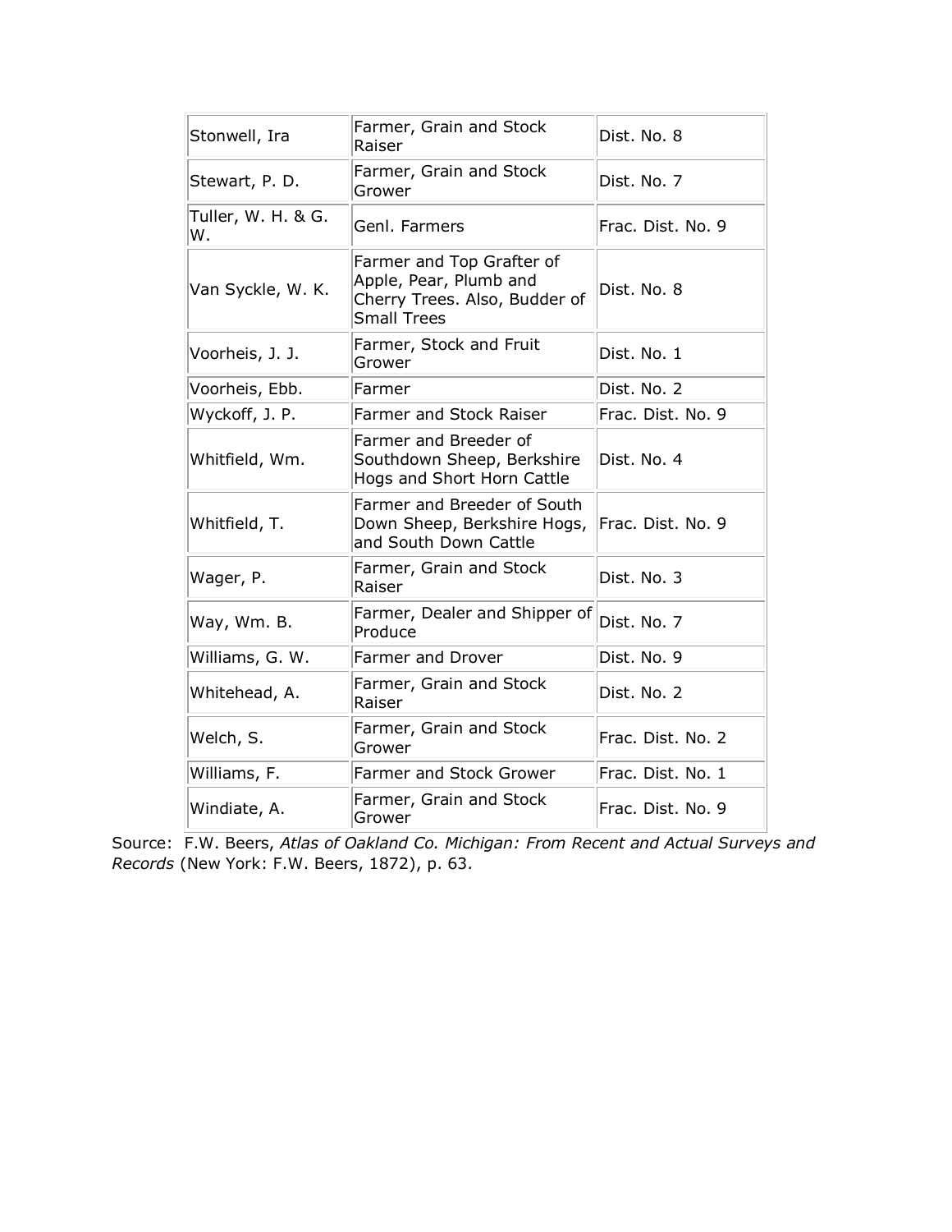| | | |
|---|---|---|
| Stonwell, Ira | Farmer, Grain and Stock Raiser | Dist. No. 8 |
| Stewart, P. D. | Farmer, Grain and Stock Grower | Dist. No. 7 |
| Tuller, W. H. & G. W. | Genl. Farmers | Frac. Dist. No. 9 |
| Van Syckle, W. K. | Farmer and Top Grafter of Apple, Pear, Plumb and Cherry Trees. Also, Budder of Small Trees | Dist. No. 8 |
| Voorheis, J. J. | Farmer, Stock and Fruit Grower | Dist. No. 1 |
| Voorheis, Ebb. | Farmer | Dist. No. 2 |
| Wyckoff, J. P. | Farmer and Stock Raiser | Frac. Dist. No. 9 |
| Whitfield, Wm. | Farmer and Breeder of Southdown Sheep, Berkshire Hogs and Short Horn Cattle | Dist. No. 4 |
| Whitfield, T. | Farmer and Breeder of South Down Sheep, Berkshire Hogs, and South Down Cattle | Frac. Dist. No. 9 |
| Wager, P. | Farmer, Grain and Stock Raiser | Dist. No. 3 |
| Way, Wm. B. | Farmer, Dealer and Shipper of Produce | Dist. No. 7 |
| Williams, G. W. | Farmer and Drover | Dist. No. 9 |
| Whitehead, A. | Farmer, Grain and Stock Raiser | Dist. No. 2 |
| Welch, S. | Farmer, Grain and Stock Grower | Frac. Dist. No. 2 |
| Williams, F. | Farmer and Stock Grower | Frac. Dist. No. 1 |
| Windiate, A. | Farmer, Grain and Stock Grower | Frac. Dist. No. 9 |

Source: F.W. Beers, *Atlas of Oakland Co. Michigan: From Recent and Actual Surveys and Records* (New York: F.W. Beers, 1872), p. 63.